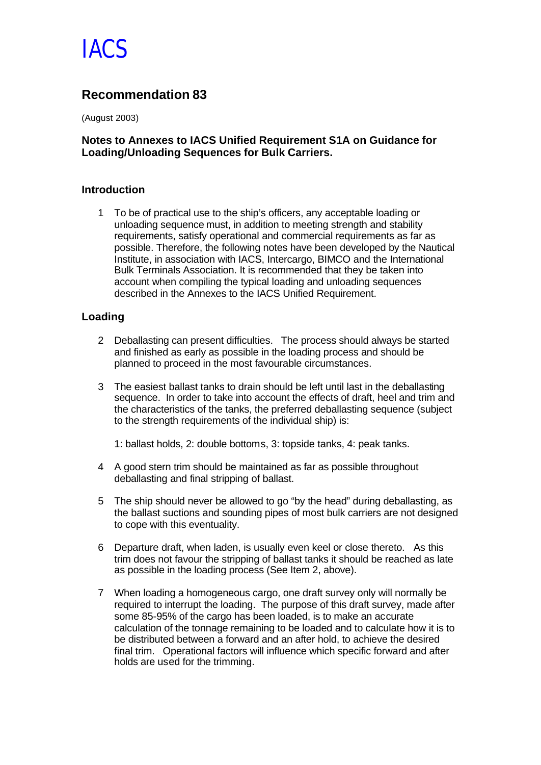# IACS

## Recommendation 83

(August 2003)

### Notes to Annexes to IACS Unified Requirement S1A on Guidance for Loading/Unloading Sequences for Bulk Carriers.

### Introduction

1. To be of practical use to the ship's officers, any acceptable loading or unloading sequence must, in addition to meeting strength and stability requirements, satisfy operational and commercial requirements as far as possible. Therefore, the following notes have been developed by the Nautical Institute, in association with IACS, Intercargo, BIMCO and the International Bulk Terminals Association. It is recommended that they be taken into account when compiling the typical loading and unloading sequences described in the Annexes to the IACS Unified Requirement.

### Loading

2. Deballasting can present difficulties. The process should always be started and finished as early as possible in the loading process and should be planned to proceed in the most favourable circumstances.

3. The easiest ballast tanks to drain should be left until last in the deballasting sequence. In order to take into account the effects of draft, heel and trim and the characteristics of the tanks, the preferred deballasting sequence (subject to the strength requirements of the individual ship) is:

   1: ballast holds, 2: double bottoms, 3: topside tanks, 4: peak tanks.

4. A good stern trim should be maintained as far as possible throughout deballasting and final stripping of ballast.

5. The ship should never be allowed to go "by the head" during deballasting, as the ballast suctions and sounding pipes of most bulk carriers are not designed to cope with this eventuality.

6. Departure draft, when laden, is usually even keel or close thereto. As this trim does not favour the stripping of ballast tanks it should be reached as late as possible in the loading process (See Item 2, above).

7. When loading a homogeneous cargo, one draft survey only will normally be required to interrupt the loading. The purpose of this draft survey, made after some 85-95% of the cargo has been loaded, is to make an accurate calculation of the tonnage remaining to be loaded and to calculate how it is to be distributed between a forward and an after hold, to achieve the desired final trim. Operational factors will influence which specific forward and after holds are used for the trimming.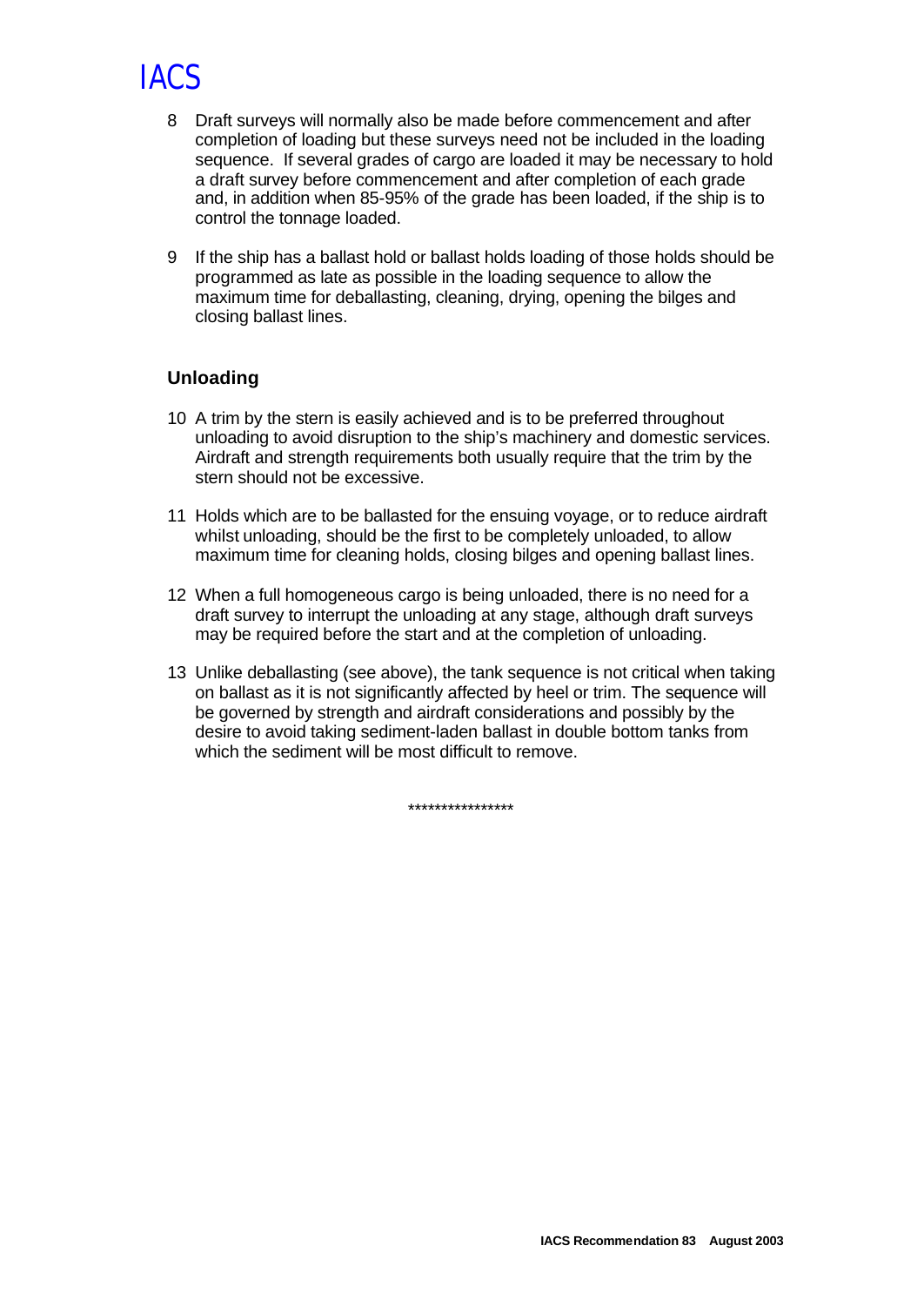8. Draft surveys will normally also be made before commencement and after completion of loading but these surveys need not be included in the loading sequence. If several grades of cargo are loaded it may be necessary to hold a draft survey before commencement and after completion of each grade and, in addition when 85-95% of the grade has been loaded, if the ship is to control the tonnage loaded.

9. If the ship has a ballast hold or ballast holds loading of those holds should be programmed as late as possible in the loading sequence to allow the maximum time for deballasting, cleaning, drying, opening the bilges and closing ballast lines.

### Unloading

10. A trim by the stern is easily achieved and is to be preferred throughout unloading to avoid disruption to the ship's machinery and domestic services. Airdraft and strength requirements both usually require that the trim by the stern should not be excessive.

11. Holds which are to be ballasted for the ensuing voyage, or to reduce airdraft whilst unloading, should be the first to be completely unloaded, to allow maximum time for cleaning holds, closing bilges and opening ballast lines.

12. When a full homogeneous cargo is being unloaded, there is no need for a draft survey to interrupt the unloading at any stage, although draft surveys may be required before the start and at the completion of unloading.

13. Unlike deballasting (see above), the tank sequence is not critical when taking on ballast as it is not significantly affected by heel or trim. The sequence will be governed by strength and airdraft considerations and possibly by the desire to avoid taking sediment-laden ballast in double bottom tanks from which the sediment will be most difficult to remove.

\*\*\*\*\*\*\*\*\*\*\*\*\*\*\*\*